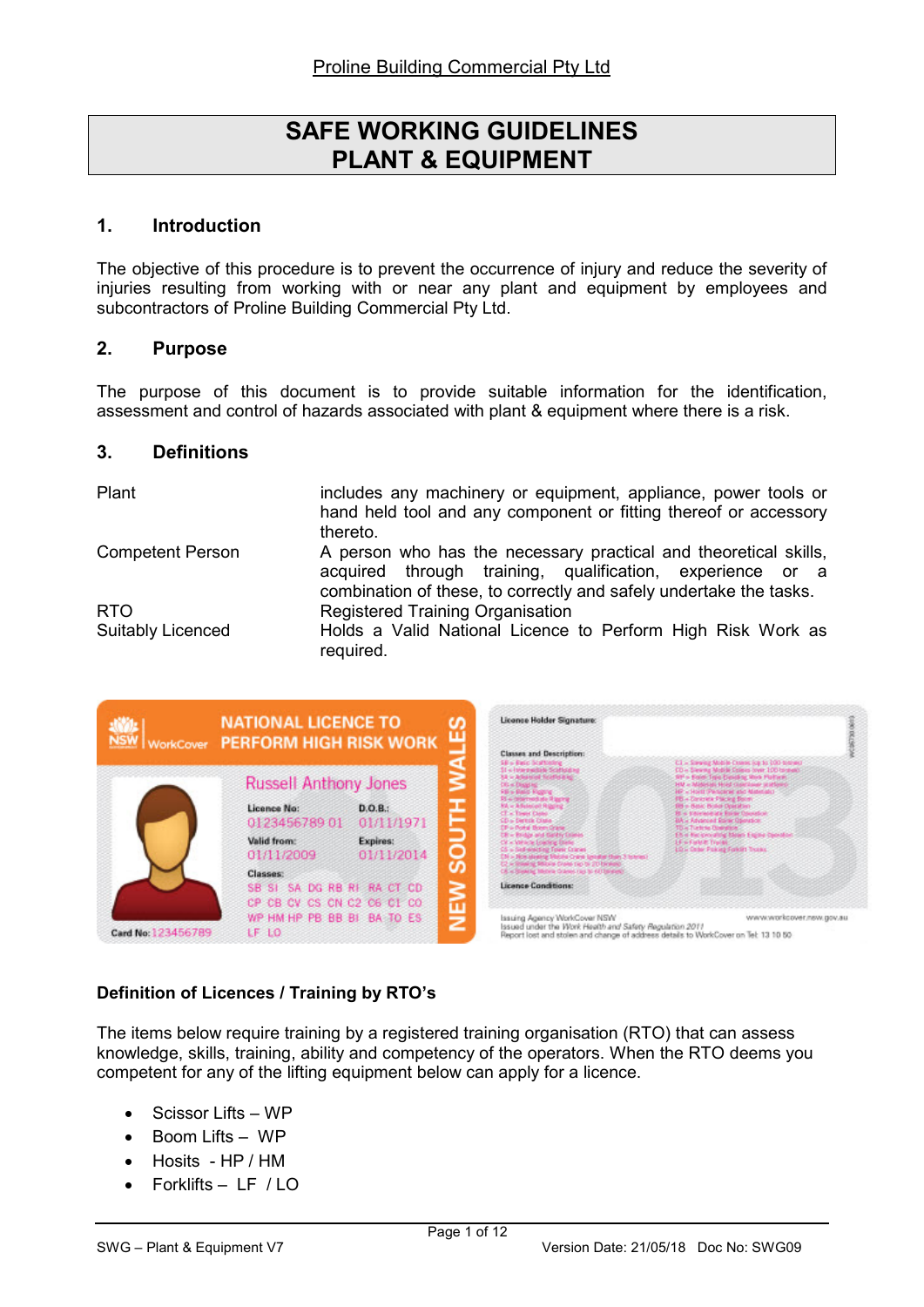Proline Building Commercial Pty Ltd

# SAFE WORKING GUIDELINES
# PLANT & EQUIPMENT

## 1. Introduction

The objective of this procedure is to prevent the occurrence of injury and reduce the severity of injuries resulting from working with or near any plant and equipment by employees and subcontractors of Proline Building Commercial Pty Ltd.

## 2. Purpose

The purpose of this document is to provide suitable information for the identification, assessment and control of hazards associated with plant & equipment where there is a risk.

## 3. Definitions

| | |
|---|---|
| Plant | includes any machinery or equipment, appliance, power tools or hand held tool and any component or fitting thereof or accessory thereto. |
| Competent Person | A person who has the necessary practical and theoretical skills, acquired through training, qualification, experience or a combination of these, to correctly and safely undertake the tasks. |
| RTO | Registered Training Organisation |
| Suitably Licenced | Holds a Valid National Licence to Perform High Risk Work as required. |

**Definition of Licences / Training by RTO's**

The items below require training by a registered training organisation (RTO) that can assess knowledge, skills, training, ability and competency of the operators. When the RTO deems you competent for any of the lifting equipment below can apply for a licence.

- Scissor Lifts – WP
- Boom Lifts – WP
- Hosits - HP / HM
- Forklifts – LF / LO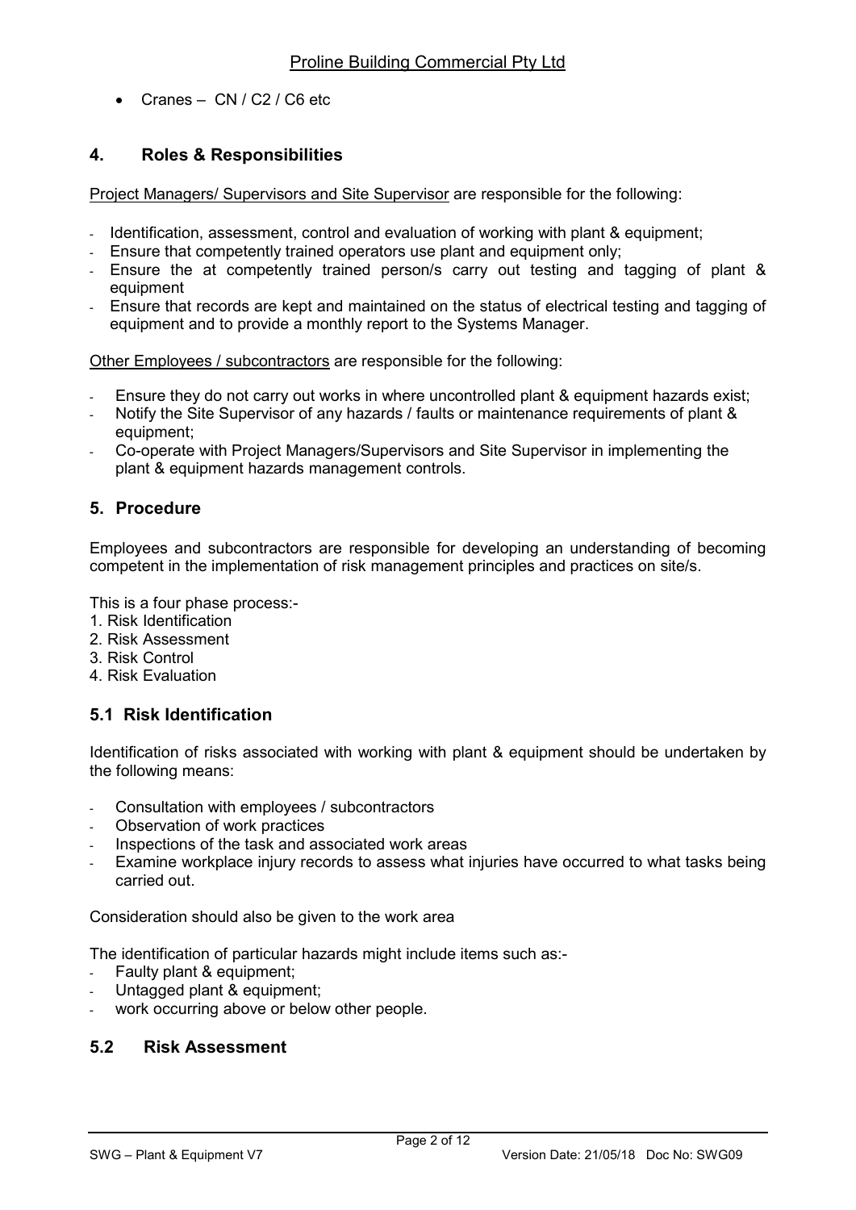- Cranes – CN / C2 / C6 etc

## 4. Roles & Responsibilities

Project Managers/ Supervisors and Site Supervisor are responsible for the following:

- Identification, assessment, control and evaluation of working with plant & equipment;
- Ensure that competently trained operators use plant and equipment only;
- Ensure the at competently trained person/s carry out testing and tagging of plant & equipment
- Ensure that records are kept and maintained on the status of electrical testing and tagging of equipment and to provide a monthly report to the Systems Manager.

Other Employees / subcontractors are responsible for the following:

- Ensure they do not carry out works in where uncontrolled plant & equipment hazards exist;
- Notify the Site Supervisor of any hazards / faults or maintenance requirements of plant & equipment;
- Co-operate with Project Managers/Supervisors and Site Supervisor in implementing the plant & equipment hazards management controls.

## 5. Procedure

Employees and subcontractors are responsible for developing an understanding of becoming competent in the implementation of risk management principles and practices on site/s.

This is a four phase process:-

1. Risk Identification
2. Risk Assessment
3. Risk Control
4. Risk Evaluation

### 5.1 Risk Identification

Identification of risks associated with working with plant & equipment should be undertaken by the following means:

- Consultation with employees / subcontractors
- Observation of work practices
- Inspections of the task and associated work areas
- Examine workplace injury records to assess what injuries have occurred to what tasks being carried out.

Consideration should also be given to the work area

The identification of particular hazards might include items such as:-

- Faulty plant & equipment;
- Untagged plant & equipment;
- work occurring above or below other people.

### 5.2 Risk Assessment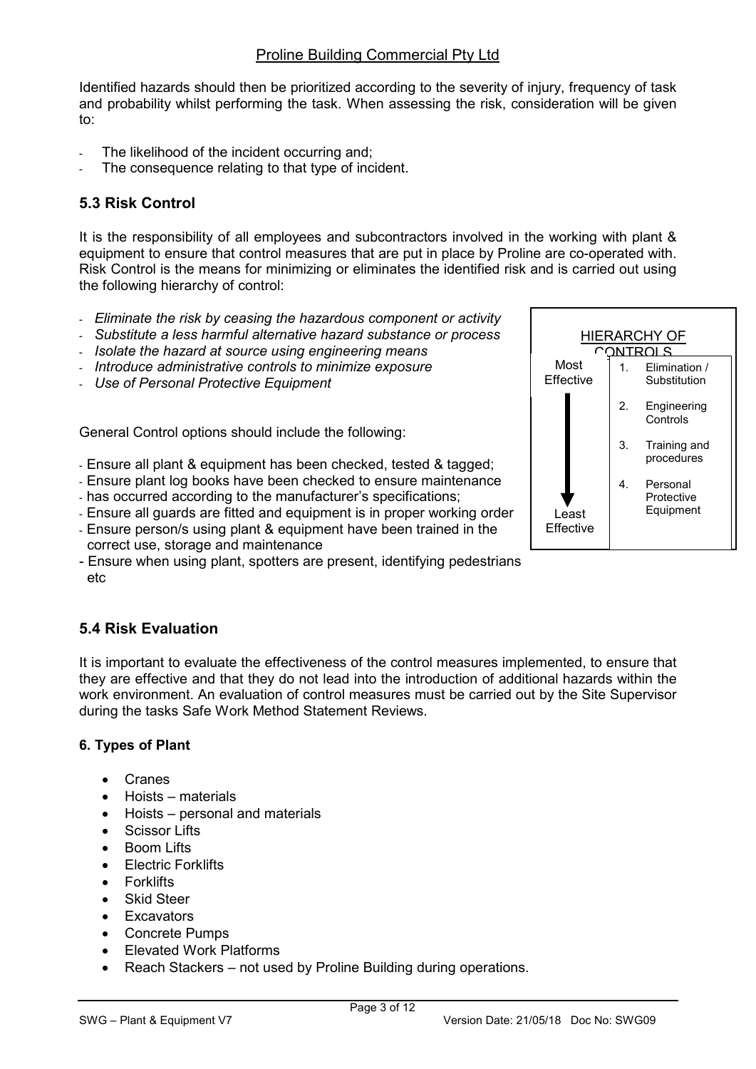Identified hazards should then be prioritized according to the severity of injury, frequency of task and probability whilst performing the task. When assessing the risk, consideration will be given to:

- The likelihood of the incident occurring and;
- The consequence relating to that type of incident.

## 5.3 Risk Control

It is the responsibility of all employees and subcontractors involved in the working with plant & equipment to ensure that control measures that are put in place by Proline are co-operated with. Risk Control is the means for minimizing or eliminates the identified risk and is carried out using the following hierarchy of control:

- *Eliminate the risk by ceasing the hazardous component or activity*
- *Substitute a less harmful alternative hazard substance or process*
- *Isolate the hazard at source using engineering means*
- *Introduce administrative controls to minimize exposure*
- *Use of Personal Protective Equipment*

| HIERARCHY OF CONTROLS | | |
|---|---|---|
| Most Effective | 1. | Elimination / Substitution |
| | 2. | Engineering Controls |
| | 3. | Training and procedures |
| Least Effective | 4. | Personal Protective Equipment |

General Control options should include the following:

- Ensure all plant & equipment has been checked, tested & tagged;
- Ensure plant log books have been checked to ensure maintenance
- has occurred according to the manufacturer's specifications;
- Ensure all guards are fitted and equipment is in proper working order
- Ensure person/s using plant & equipment have been trained in the correct use, storage and maintenance
- Ensure when using plant, spotters are present, identifying pedestrians etc

## 5.4 Risk Evaluation

It is important to evaluate the effectiveness of the control measures implemented, to ensure that they are effective and that they do not lead into the introduction of additional hazards within the work environment. An evaluation of control measures must be carried out by the Site Supervisor during the tasks Safe Work Method Statement Reviews.

### 6. Types of Plant

- Cranes
- Hoists – materials
- Hoists – personal and materials
- Scissor Lifts
- Boom Lifts
- Electric Forklifts
- Forklifts
- Skid Steer
- Excavators
- Concrete Pumps
- Elevated Work Platforms
- Reach Stackers – not used by Proline Building during operations.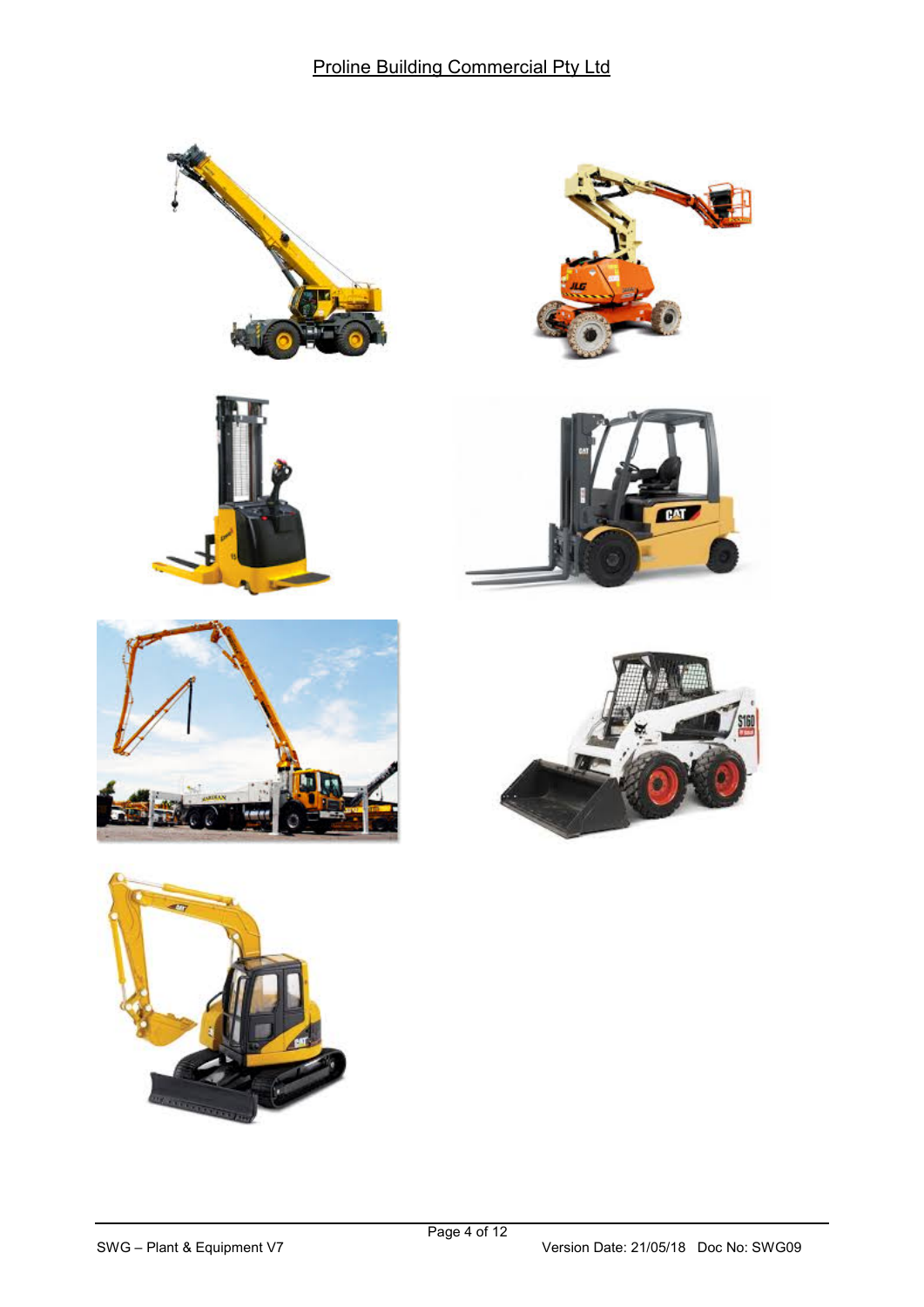Proline Building Commercial Pty Ltd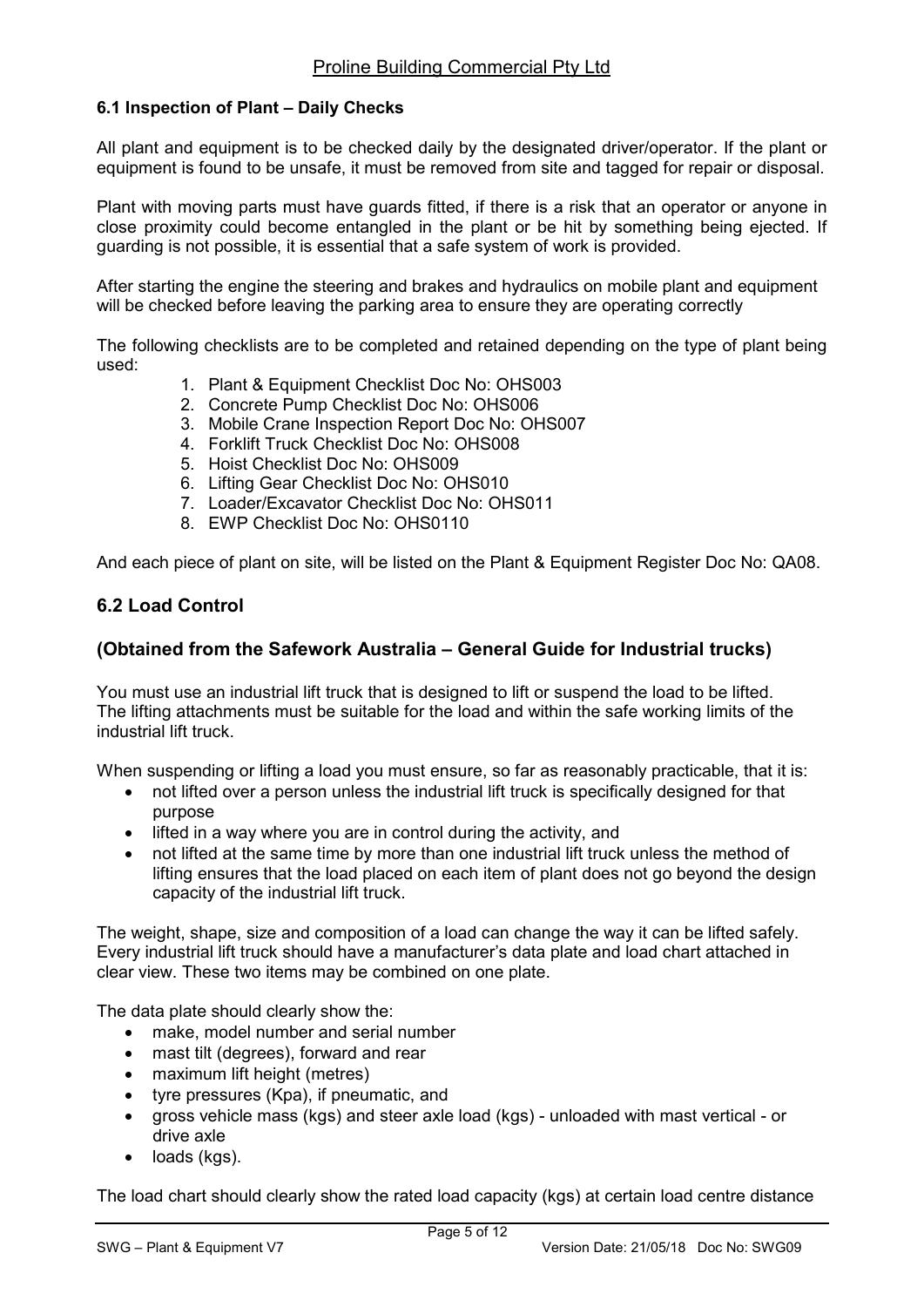### 6.1 Inspection of Plant – Daily Checks

All plant and equipment is to be checked daily by the designated driver/operator. If the plant or equipment is found to be unsafe, it must be removed from site and tagged for repair or disposal.

Plant with moving parts must have guards fitted, if there is a risk that an operator or anyone in close proximity could become entangled in the plant or be hit by something being ejected. If guarding is not possible, it is essential that a safe system of work is provided.

After starting the engine the steering and brakes and hydraulics on mobile plant and equipment will be checked before leaving the parking area to ensure they are operating correctly

The following checklists are to be completed and retained depending on the type of plant being used:

1. Plant & Equipment Checklist Doc No: OHS003
2. Concrete Pump Checklist Doc No: OHS006
3. Mobile Crane Inspection Report Doc No: OHS007
4. Forklift Truck Checklist Doc No: OHS008
5. Hoist Checklist Doc No: OHS009
6. Lifting Gear Checklist Doc No: OHS010
7. Loader/Excavator Checklist Doc No: OHS011
8. EWP Checklist Doc No: OHS0110

And each piece of plant on site, will be listed on the Plant & Equipment Register Doc No: QA08.

## 6.2 Load Control

## (Obtained from the Safework Australia – General Guide for Industrial trucks)

You must use an industrial lift truck that is designed to lift or suspend the load to be lifted. The lifting attachments must be suitable for the load and within the safe working limits of the industrial lift truck.

When suspending or lifting a load you must ensure, so far as reasonably practicable, that it is:

- not lifted over a person unless the industrial lift truck is specifically designed for that purpose
- lifted in a way where you are in control during the activity, and
- not lifted at the same time by more than one industrial lift truck unless the method of lifting ensures that the load placed on each item of plant does not go beyond the design capacity of the industrial lift truck.

The weight, shape, size and composition of a load can change the way it can be lifted safely. Every industrial lift truck should have a manufacturer's data plate and load chart attached in clear view. These two items may be combined on one plate.

The data plate should clearly show the:

- make, model number and serial number
- mast tilt (degrees), forward and rear
- maximum lift height (metres)
- tyre pressures (Kpa), if pneumatic, and
- gross vehicle mass (kgs) and steer axle load (kgs) - unloaded with mast vertical - or drive axle
- loads (kgs).

The load chart should clearly show the rated load capacity (kgs) at certain load centre distance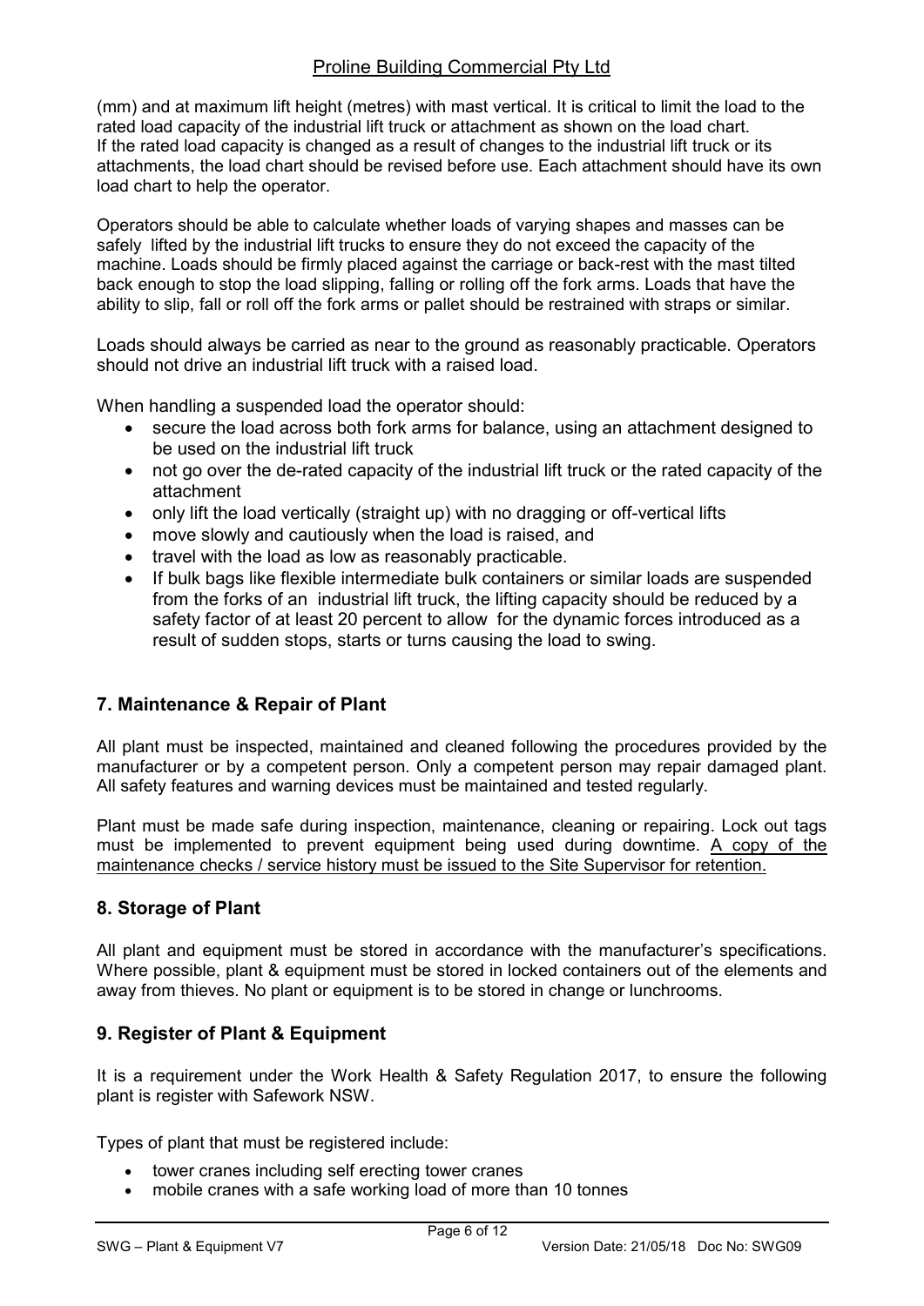(mm) and at maximum lift height (metres) with mast vertical. It is critical to limit the load to the rated load capacity of the industrial lift truck or attachment as shown on the load chart. If the rated load capacity is changed as a result of changes to the industrial lift truck or its attachments, the load chart should be revised before use. Each attachment should have its own load chart to help the operator.

Operators should be able to calculate whether loads of varying shapes and masses can be safely lifted by the industrial lift trucks to ensure they do not exceed the capacity of the machine. Loads should be firmly placed against the carriage or back-rest with the mast tilted back enough to stop the load slipping, falling or rolling off the fork arms. Loads that have the ability to slip, fall or roll off the fork arms or pallet should be restrained with straps or similar.

Loads should always be carried as near to the ground as reasonably practicable. Operators should not drive an industrial lift truck with a raised load.

When handling a suspended load the operator should:

- secure the load across both fork arms for balance, using an attachment designed to be used on the industrial lift truck
- not go over the de-rated capacity of the industrial lift truck or the rated capacity of the attachment
- only lift the load vertically (straight up) with no dragging or off-vertical lifts
- move slowly and cautiously when the load is raised, and
- travel with the load as low as reasonably practicable.
- If bulk bags like flexible intermediate bulk containers or similar loads are suspended from the forks of an industrial lift truck, the lifting capacity should be reduced by a safety factor of at least 20 percent to allow for the dynamic forces introduced as a result of sudden stops, starts or turns causing the load to swing.

## 7. Maintenance & Repair of Plant

All plant must be inspected, maintained and cleaned following the procedures provided by the manufacturer or by a competent person. Only a competent person may repair damaged plant. All safety features and warning devices must be maintained and tested regularly.

Plant must be made safe during inspection, maintenance, cleaning or repairing. Lock out tags must be implemented to prevent equipment being used during downtime. <u>A copy of the maintenance checks / service history must be issued to the Site Supervisor for retention.</u>

## 8. Storage of Plant

All plant and equipment must be stored in accordance with the manufacturer's specifications. Where possible, plant & equipment must be stored in locked containers out of the elements and away from thieves. No plant or equipment is to be stored in change or lunchrooms.

## 9. Register of Plant & Equipment

It is a requirement under the Work Health & Safety Regulation 2017, to ensure the following plant is register with Safework NSW.

Types of plant that must be registered include:

- tower cranes including self erecting tower cranes
- mobile cranes with a safe working load of more than 10 tonnes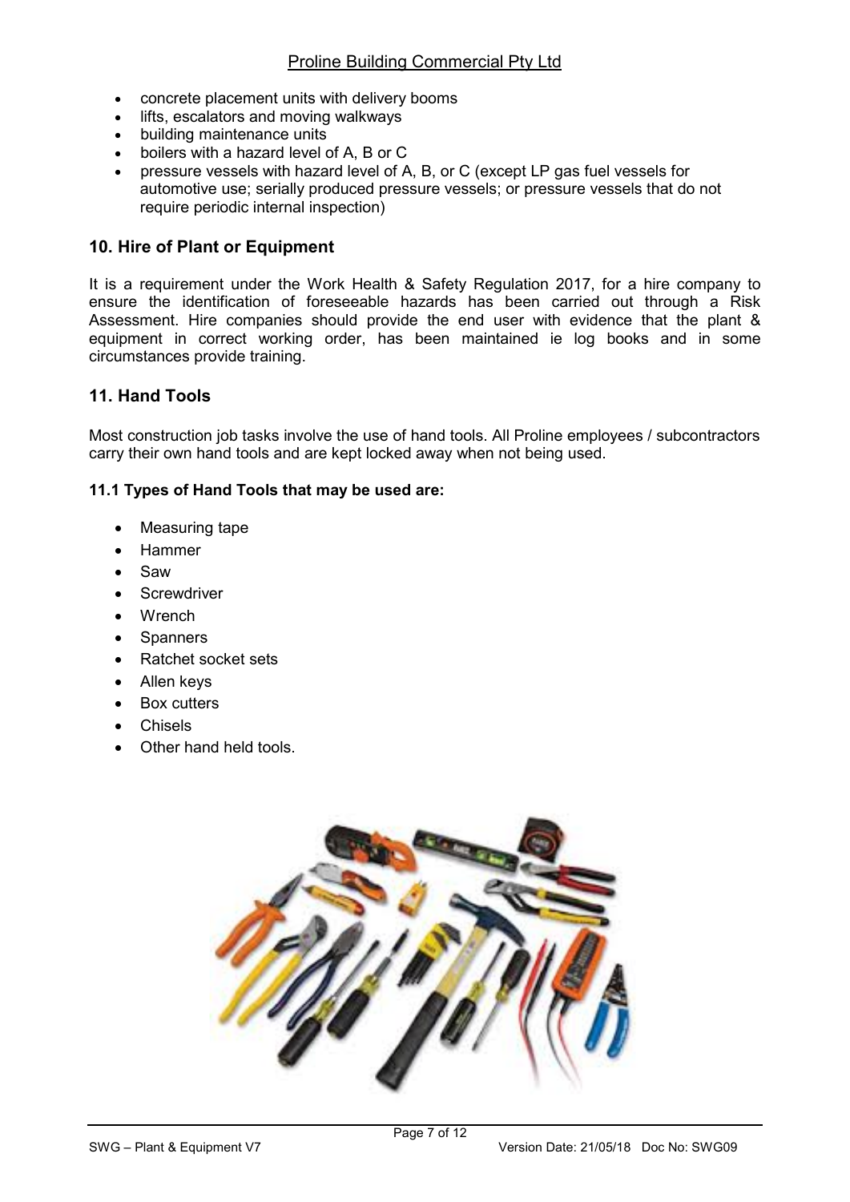- concrete placement units with delivery booms
- lifts, escalators and moving walkways
- building maintenance units
- boilers with a hazard level of A, B or C
- pressure vessels with hazard level of A, B, or C (except LP gas fuel vessels for automotive use; serially produced pressure vessels; or pressure vessels that do not require periodic internal inspection)

## 10. Hire of Plant or Equipment

It is a requirement under the Work Health & Safety Regulation 2017, for a hire company to ensure the identification of foreseeable hazards has been carried out through a Risk Assessment. Hire companies should provide the end user with evidence that the plant & equipment in correct working order, has been maintained ie log books and in some circumstances provide training.

## 11. Hand Tools

Most construction job tasks involve the use of hand tools. All Proline employees / subcontractors carry their own hand tools and are kept locked away when not being used.

**11.1 Types of Hand Tools that may be used are:**

- Measuring tape
- Hammer
- Saw
- Screwdriver
- Wrench
- Spanners
- Ratchet socket sets
- Allen keys
- Box cutters
- Chisels
- Other hand held tools.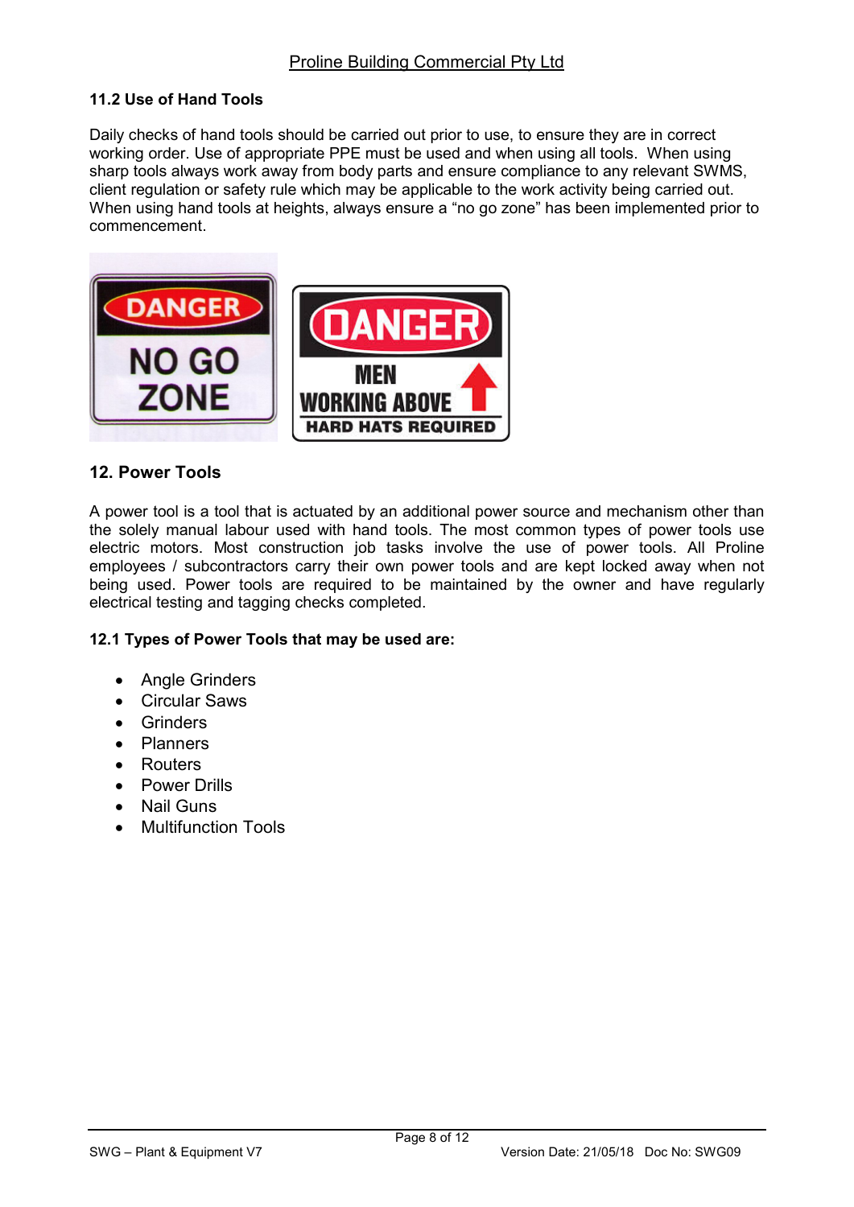### 11.2 Use of Hand Tools

Daily checks of hand tools should be carried out prior to use, to ensure they are in correct working order. Use of appropriate PPE must be used and when using all tools. When using sharp tools always work away from body parts and ensure compliance to any relevant SWMS, client regulation or safety rule which may be applicable to the work activity being carried out. When using hand tools at heights, always ensure a "no go zone" has been implemented prior to commencement.

## 12. Power Tools

A power tool is a tool that is actuated by an additional power source and mechanism other than the solely manual labour used with hand tools. The most common types of power tools use electric motors. Most construction job tasks involve the use of power tools. All Proline employees / subcontractors carry their own power tools and are kept locked away when not being used. Power tools are required to be maintained by the owner and have regularly electrical testing and tagging checks completed.

### 12.1 Types of Power Tools that may be used are:

- Angle Grinders
- Circular Saws
- Grinders
- Planners
- Routers
- Power Drills
- Nail Guns
- Multifunction Tools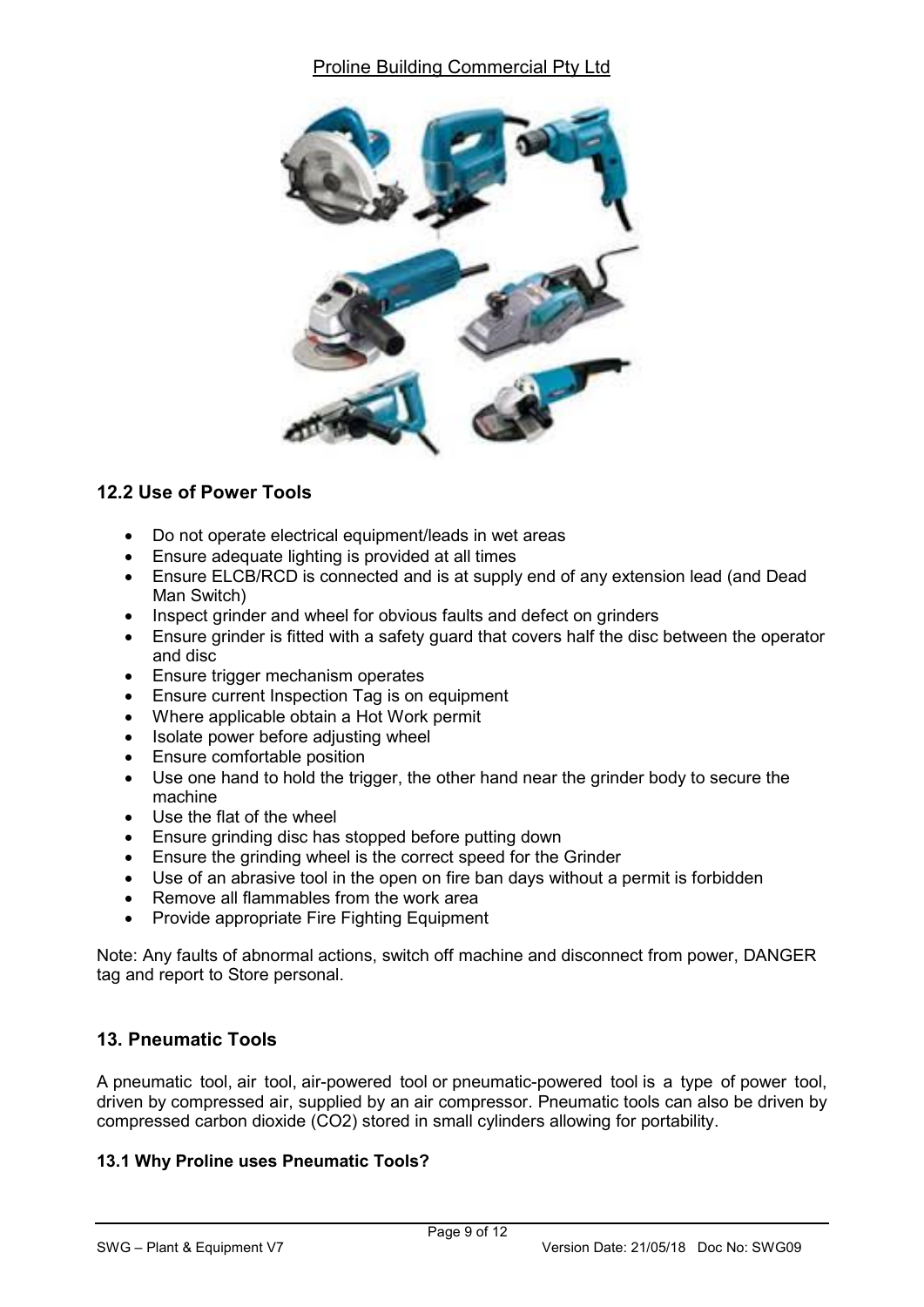## 12.2 Use of Power Tools

- Do not operate electrical equipment/leads in wet areas
- Ensure adequate lighting is provided at all times
- Ensure ELCB/RCD is connected and is at supply end of any extension lead (and Dead Man Switch)
- Inspect grinder and wheel for obvious faults and defect on grinders
- Ensure grinder is fitted with a safety guard that covers half the disc between the operator and disc
- Ensure trigger mechanism operates
- Ensure current Inspection Tag is on equipment
- Where applicable obtain a Hot Work permit
- Isolate power before adjusting wheel
- Ensure comfortable position
- Use one hand to hold the trigger, the other hand near the grinder body to secure the machine
- Use the flat of the wheel
- Ensure grinding disc has stopped before putting down
- Ensure the grinding wheel is the correct speed for the Grinder
- Use of an abrasive tool in the open on fire ban days without a permit is forbidden
- Remove all flammables from the work area
- Provide appropriate Fire Fighting Equipment

Note: Any faults of abnormal actions, switch off machine and disconnect from power, DANGER tag and report to Store personal.

## 13. Pneumatic Tools

A pneumatic tool, air tool, air-powered tool or pneumatic-powered tool is a type of power tool, driven by compressed air, supplied by an air compressor. Pneumatic tools can also be driven by compressed carbon dioxide ($CO_2$) stored in small cylinders allowing for portability.

### 13.1 Why Proline uses Pneumatic Tools?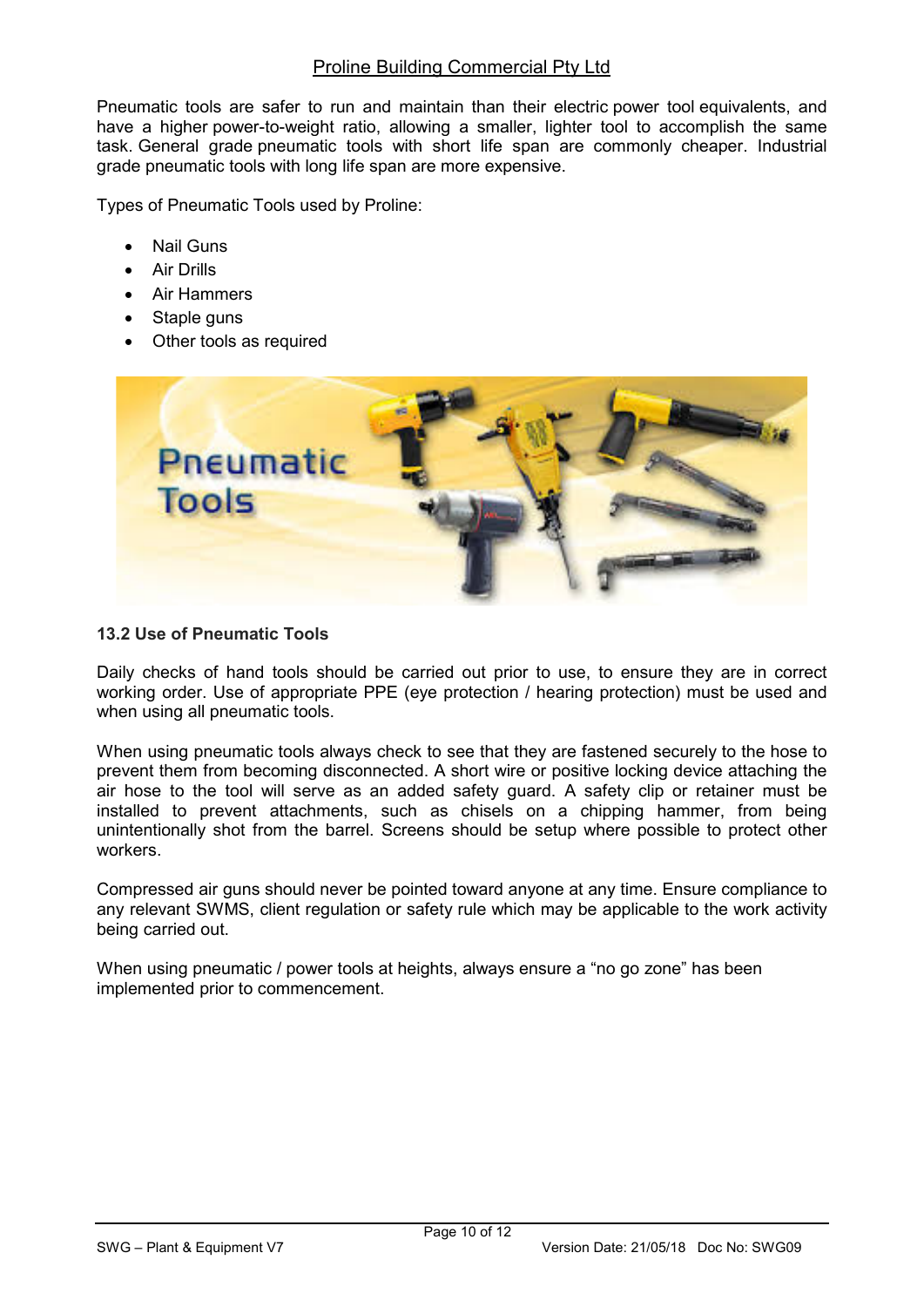Pneumatic tools are safer to run and maintain than their electric power tool equivalents, and have a higher power-to-weight ratio, allowing a smaller, lighter tool to accomplish the same task. General grade pneumatic tools with short life span are commonly cheaper. Industrial grade pneumatic tools with long life span are more expensive.

Types of Pneumatic Tools used by Proline:

- Nail Guns
- Air Drills
- Air Hammers
- Staple guns
- Other tools as required

### 13.2 Use of Pneumatic Tools

Daily checks of hand tools should be carried out prior to use, to ensure they are in correct working order. Use of appropriate PPE (eye protection / hearing protection) must be used and when using all pneumatic tools.

When using pneumatic tools always check to see that they are fastened securely to the hose to prevent them from becoming disconnected. A short wire or positive locking device attaching the air hose to the tool will serve as an added safety guard. A safety clip or retainer must be installed to prevent attachments, such as chisels on a chipping hammer, from being unintentionally shot from the barrel. Screens should be setup where possible to protect other workers.

Compressed air guns should never be pointed toward anyone at any time. Ensure compliance to any relevant SWMS, client regulation or safety rule which may be applicable to the work activity being carried out.

When using pneumatic / power tools at heights, always ensure a "no go zone" has been implemented prior to commencement.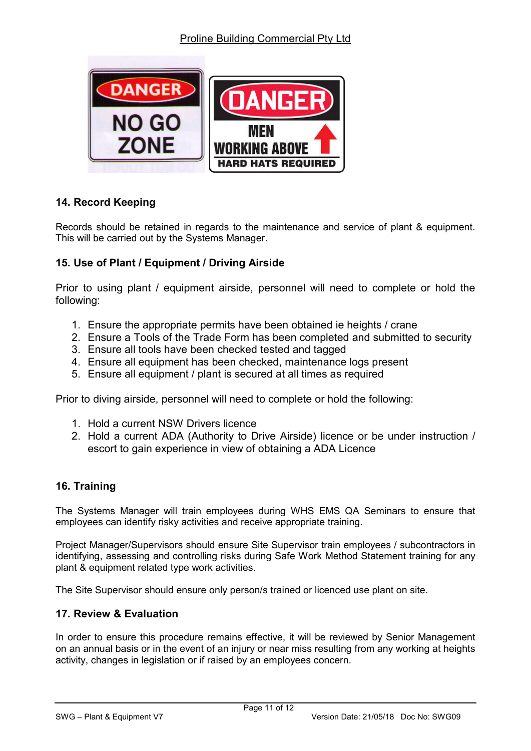## 14. Record Keeping

Records should be retained in regards to the maintenance and service of plant & equipment. This will be carried out by the Systems Manager.

## 15. Use of Plant / Equipment / Driving Airside

Prior to using plant / equipment airside, personnel will need to complete or hold the following:

1. Ensure the appropriate permits have been obtained ie heights / crane
2. Ensure a Tools of the Trade Form has been completed and submitted to security
3. Ensure all tools have been checked tested and tagged
4. Ensure all equipment has been checked, maintenance logs present
5. Ensure all equipment / plant is secured at all times as required

Prior to diving airside, personnel will need to complete or hold the following:

1. Hold a current NSW Drivers licence
2. Hold a current ADA (Authority to Drive Airside) licence or be under instruction / escort to gain experience in view of obtaining a ADA Licence

## 16. Training

The Systems Manager will train employees during WHS EMS QA Seminars to ensure that employees can identify risky activities and receive appropriate training.

Project Manager/Supervisors should ensure Site Supervisor train employees / subcontractors in identifying, assessing and controlling risks during Safe Work Method Statement training for any plant & equipment related type work activities.

The Site Supervisor should ensure only person/s trained or licenced use plant on site.

## 17. Review & Evaluation

In order to ensure this procedure remains effective, it will be reviewed by Senior Management on an annual basis or in the event of an injury or near miss resulting from any working at heights activity, changes in legislation or if raised by an employees concern.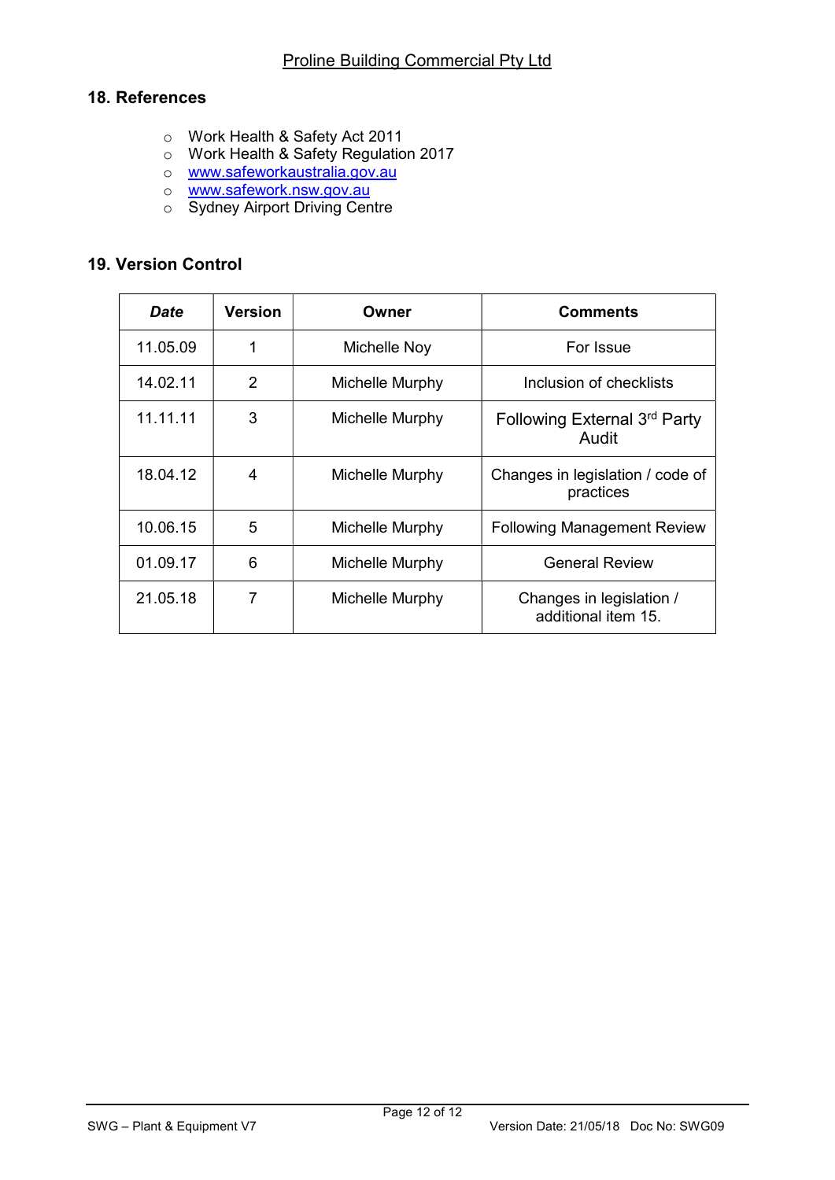## 18. References

- Work Health & Safety Act 2011
- Work Health & Safety Regulation 2017
- www.safeworkaustralia.gov.au
- www.safework.nsw.gov.au
- Sydney Airport Driving Centre

## 19. Version Control

| *Date* | Version | Owner | Comments |
|---|---|---|---|
| 11.05.09 | 1 | Michelle Noy | For Issue |
| 14.02.11 | 2 | Michelle Murphy | Inclusion of checklists |
| 11.11.11 | 3 | Michelle Murphy | Following External 3rd Party Audit |
| 18.04.12 | 4 | Michelle Murphy | Changes in legislation / code of practices |
| 10.06.15 | 5 | Michelle Murphy | Following Management Review |
| 01.09.17 | 6 | Michelle Murphy | General Review |
| 21.05.18 | 7 | Michelle Murphy | Changes in legislation / additional item 15. |